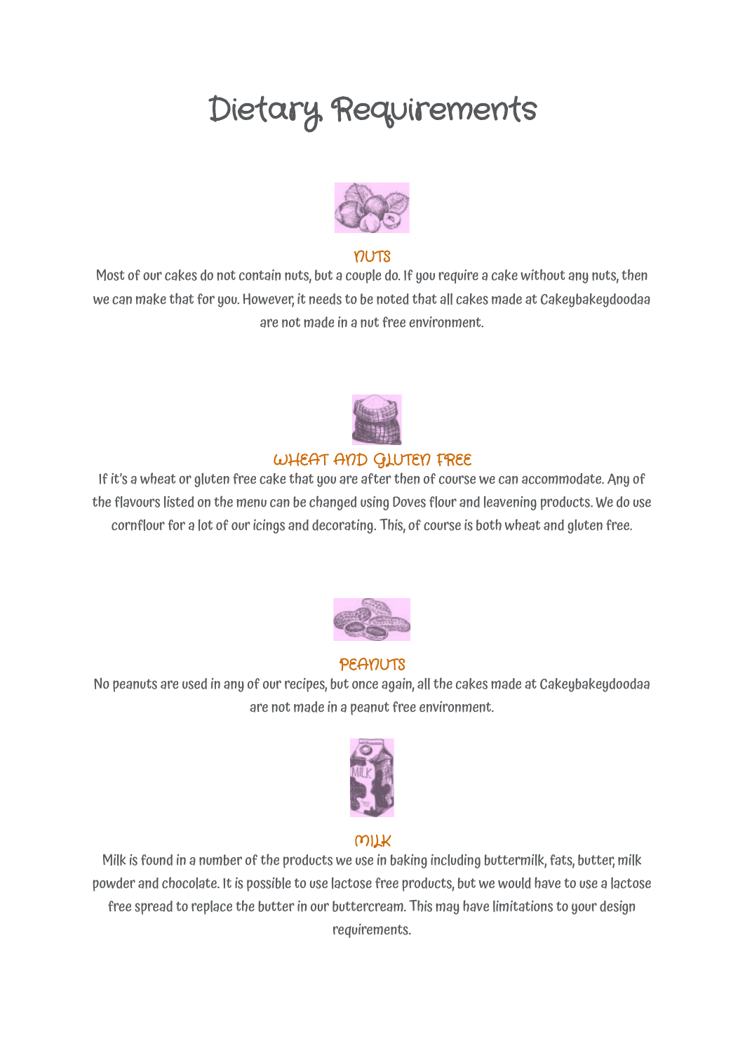# Dietary Requirements

## NUTS

Most of our cakes do not contain nuts, but a couple do. If you require a cake without any nuts, then we can make that for you. However, it needs to be noted that all cakes made at Cakeybakeydoodaa are not made in a nut free environment.

## WHEAT AND GLUTEN FREE

If it's a wheat or gluten free cake that you are after then of course we can accommodate. Any of the flavours listed on the menu can be changed using Doves flour and leavening products. We do use cornflour for a lot of our icings and decorating. This, of course is both wheat and gluten free.

## PEANUTS

No peanuts are used in any of our recipes, but once again, all the cakes made at Cakeybakeydoodaa are not made in a peanut free environment.

## MILK

Milk is found in a number of the products we use in baking including buttermilk, fats, butter, milk powder and chocolate. It is possible to use lactose free products, but we would have to use a lactose free spread to replace the butter in our buttercream. This may have limitations to your design requirements.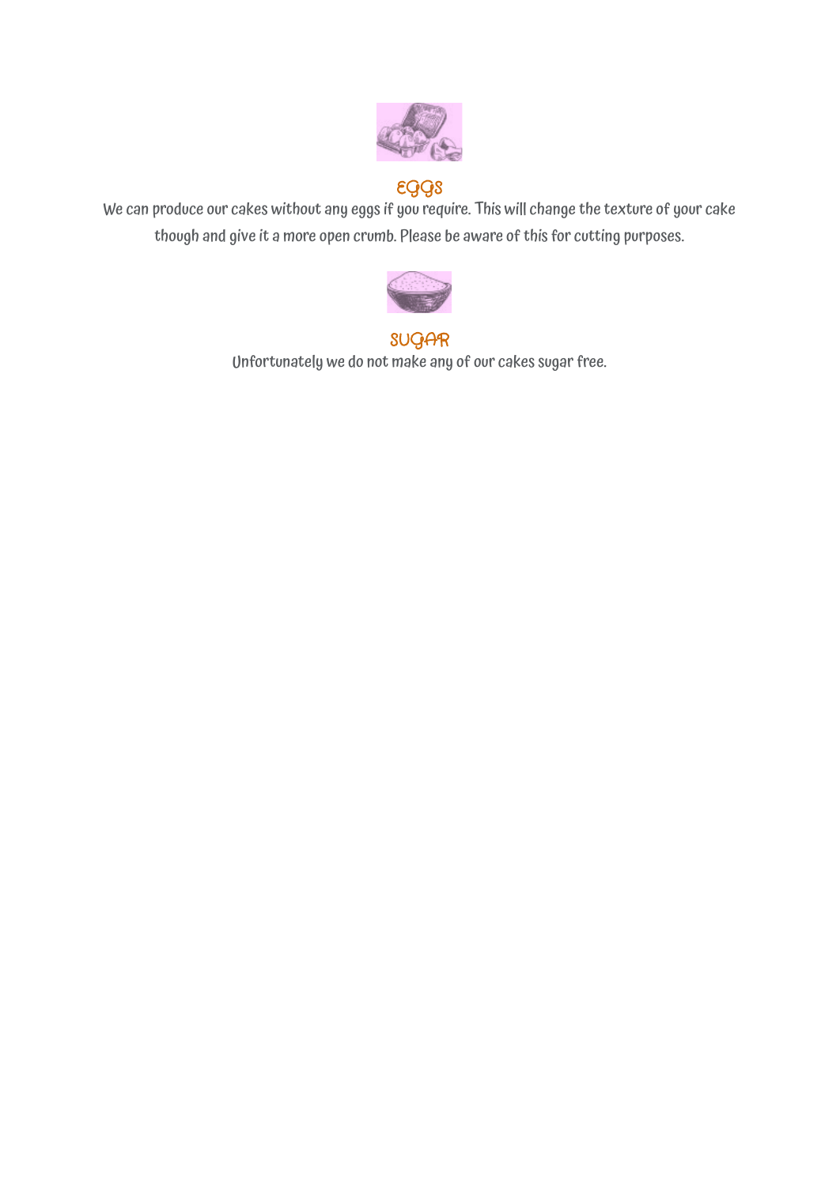## EGGS

We can produce our cakes without any eggs if you require. This will change the texture of your cake though and give it a more open crumb. Please be aware of this for cutting purposes.

## SUGAR

Unfortunately we do not make any of our cakes sugar free.